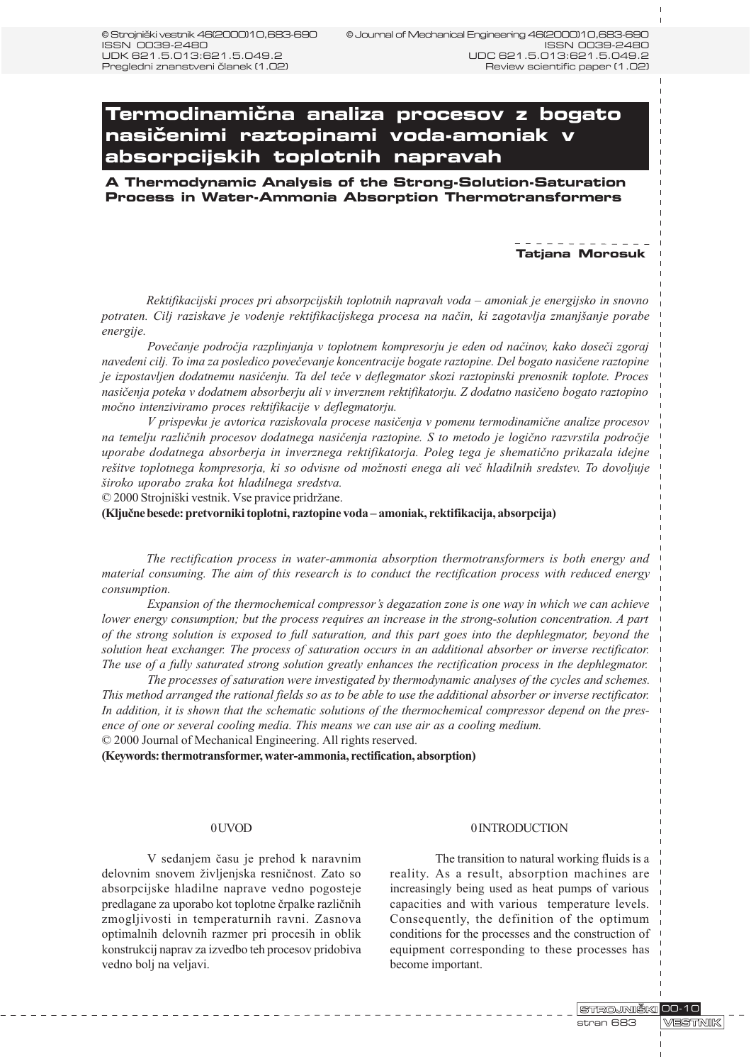© Strojniški vestnik 46(2000)10,683-690 ISSN 0039-2480 UDK 621.5.013:621.5.049.2 Pregledni znanstveni članek (1.02)

© Journal of Mechanical Engineering 46(2000)10,683-690 ISSN 0039-2480 UDC 621.5.013:621.5.049.2 Review scientific paper (1.02)

# Termodinamična analiza procesov z bogato nasičenimi raztopinami voda-amoniak v absorpcijskih toplotnih napravah

## A Thermodynamic Analysis of the Strong-Solution-Saturation Process in Water-Ammonia Absorption Thermotransformers

**Tatjana Morosuk**

*Rektifikacijski proces pri absorpcijskih toplotnih napravah voda – amoniak je energijsko in snovno potraten. Cilj raziskave je vodenje rektifikacijskega procesa na način, ki zagotavlja zmanjšanje porabe energije.*

*Povečanje področja razplinjanja v toplotnem kompresorju je eden od načinov, kako doseči zgoraj navedeni cilj. To ima za posledico povečevanje koncentracije bogate raztopine. Del bogato nasičene raztopine je izpostavljen dodatnemu nasičenju. Ta del teče v deflegmator skozi raztopinski prenosnik toplote. Proces nasičenja poteka v dodatnem absorberju ali v inverznem rektifikatorju. Z dodatno nasičeno bogato raztopino močno intenziviramo proces rektifikacije v deflegmatorju.*

*V prispevku je avtorica raziskovala procese nasičenja v pomenu termodinamične analize procesov na temelju različnih procesov dodatnega nasičenja raztopine. S to metodo je logično razvrstila področje uporabe dodatnega absorberja in inverznega rektifikatorja. Poleg tega je shematično prikazala idejne rešitve toplotnega kompresorja, ki so odvisne od možnosti enega ali več hladilnih sredstev. To dovoljuje široko uporabo zraka kot hladilnega sredstva.*

© 2000 Strojniški vestnik. Vse pravice pridržane.

**(Ključne besede: pretvorniki toplotni, raztopine voda – amoniak, rektifikacija, absorpcija)**

*The rectification process in water-ammonia absorption thermotransformers is both energy and material consuming. The aim of this research is to conduct the rectification process with reduced energy consumption.*

*Expansion of the thermochemical compressor's degazation zone is one way in which we can achieve lower energy consumption; but the process requires an increase in the strong-solution concentration. A part of the strong solution is exposed to full saturation, and this part goes into the dephlegmator, beyond the solution heat exchanger. The process of saturation occurs in an additional absorber or inverse rectificator. The use of a fully saturated strong solution greatly enhances the rectification process in the dephlegmator.*

*The processes of saturation were investigated by thermodynamic analyses of the cycles and schemes. This method arranged the rational fields so as to be able to use the additional absorber or inverse rectificator. In addition, it is shown that the schematic solutions of the thermochemical compressor depend on the presence of one or several cooling media. This means we can use air as a cooling medium.*

© 2000 Journal of Mechanical Engineering. All rights reserved.

**(Keywords: thermotransformer, water-ammonia, rectification, absorption)**

## 0 UVOD

V sedanjem času je prehod k naravnim delovnim snovem življenjska resničnost. Zato so absorpcijske hladilne naprave vedno pogosteje predlagane za uporabo kot toplotne črpalke različnih zmogljivosti in temperaturnih ravni. Zasnova optimalnih delovnih razmer pri procesih in oblik konstrukcij naprav za izvedbo teh procesov pridobiva vedno bolj na veljavi.

## 0 INTRODUCTION

The transition to natural working fluids is a reality. As a result, absorption machines are increasingly being used as heat pumps of various capacities and with various temperature levels. Consequently, the definition of the optimum conditions for the processes and the construction of equipment corresponding to these processes has become important.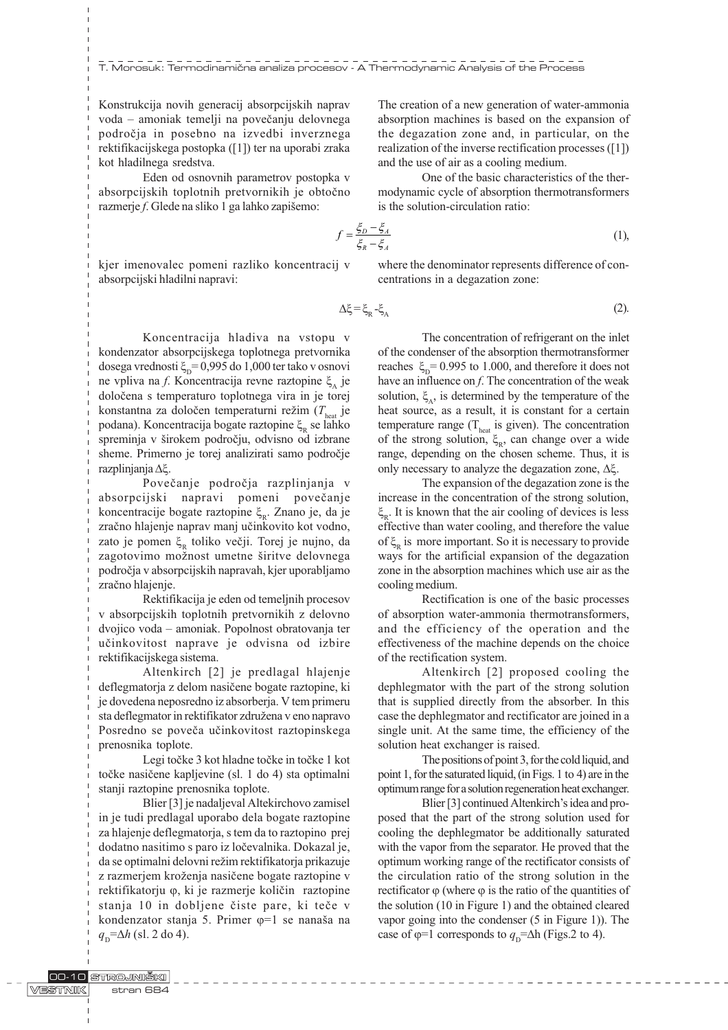Konstrukcija novih generacij absorpcijskih naprav voda – amoniak temelji na povečanju delovnega področja in posebno na izvedbi inverznega rektifikacijskega postopka ([1]) ter na uporabi zraka kot hladilnega sredstva.

Eden od osnovnih parametrov postopka v absorpcijskih toplotnih pretvornikih je obtočno razmerje $f$. Glede na sliko 1 ga lahko zapišemo:

The creation of a new generation of water-ammonia absorption machines is based on the expansion of the degazation zone and, in particular, on the realization of the inverse rectification processes ([1]) and the use of air as a cooling medium.

One of the basic characteristics of the thermodynamic cycle of absorption thermotransformers is the solution-circulation ratio:

$$f = \frac{\xi_D - \xi_A}{\xi_R - \xi_A} \tag{1}$$

kjer imenovalec pomeni razliko koncentracij v absorpcijski hladilni napravi:

where the denominator represents difference of concentrations in a degazation zone:

$$\Delta\xi = \xi_R - \xi_A \tag{2}$$

Koncentracija hladiva na vstopu v kondenzator absorpcijskega toplotnega pretvornika dosega vrednosti $\xi_D$= 0,995 do 1,000 ter tako v osnovi ne vpliva na $f$. Koncentracija revne raztopine $\xi_A$ je določena s temperaturo toplotnega vira in je torej konstantna za določen temperaturni režim ($T_{heat}$ je podana). Koncentracija bogate raztopine $\xi_R$ se lahko spreminja v širokem področju, odvisno od izbrane sheme. Primerno je torej analizirati samo področje razplinjanja $\Delta\xi$.

Povečanje področja razplinjanja v absorpcijski napravi pomeni povečanje koncentracije bogate raztopine $\xi_R$. Znano je, da je zračno hlajenje naprav manj učinkovito kot vodno, zato je pomen $\xi_R$ toliko večji. Torej je nujno, da zagotovimo možnost umetne širitve delovnega področja v absorpcijskih napravah, kjer uporabljamo zračno hlajenje.

Rektifikacija je eden od temeljnih procesov v absorpcijskih toplotnih pretvornikih z delovno dvojico voda – amoniak. Popolnost obratovanja ter učinkovitost naprave je odvisna od izbire rektifikacijskega sistema.

Altenkirch [2] je predlagal hlajenje deflegmatorja z delom nasičene bogate raztopine, ki je dovedena neposredno iz absorberja. V tem primeru sta deflegmator in rektifikator združena v eno napravo Posredno se poveča učinkovitost raztopinskega prenosnika toplote.

Legi točke 3 kot hladne točke in točke 1 kot točke nasičene kapljevine (sl. 1 do 4) sta optimalni stanji raztopine prenosnika toplote.

Blier [3] je nadaljeval Altekirchovo zamisel in je tudi predlagal uporabo dela bogate raztopine za hlajenje deflegmatorja, s tem da to raztopino prej dodatno nasitimo s paro iz ločevalnika. Dokazal je, da se optimalni delovni režim rektifikatorja prikazuje z razmerjem kroženja nasičene bogate raztopine v rektifikatorju $\varphi$, ki je razmerje količin raztopine stanja 10 in dobljene čiste pare, ki teče v kondenzator stanja 5. Primer $\varphi$=1 se nanaša na $q_D$=$\Delta h$ (sl. 2 do 4).

The concentration of refrigerant on the inlet of the condenser of the absorption thermotransformer reaches $\xi_D$= 0.995 to 1.000, and therefore it does not have an influence on $f$. The concentration of the weak solution, $\xi_A$, is determined by the temperature of the heat source, as a result, it is constant for a certain temperature range ($T_{heat}$ is given). The concentration of the strong solution, $\xi_R$, can change over a wide range, depending on the chosen scheme. Thus, it is only necessary to analyze the degazation zone, $\Delta\xi$.

The expansion of the degazation zone is the increase in the concentration of the strong solution, $\xi_R$. It is known that the air cooling of devices is less effective than water cooling, and therefore the value of $\xi_R$ is more important. So it is necessary to provide ways for the artificial expansion of the degazation zone in the absorption machines which use air as the cooling medium.

Rectification is one of the basic processes of absorption water-ammonia thermotransformers, and the efficiency of the operation and the effectiveness of the machine depends on the choice of the rectification system.

Altenkirch [2] proposed cooling the dephlegmator with the part of the strong solution that is supplied directly from the absorber. In this case the dephlegmator and rectificator are joined in a single unit. At the same time, the efficiency of the solution heat exchanger is raised.

The positions of point 3, for the cold liquid, and point 1, for the saturated liquid, (in Figs. 1 to 4) are in the optimum range for a solution regeneration heat exchanger.

Blier [3] continued Altenkirch's idea and proposed that the part of the strong solution used for cooling the dephlegmator be additionally saturated with the vapor from the separator. He proved that the optimum working range of the rectificator consists of the circulation ratio of the strong solution in the rectificator $\varphi$ (where $\varphi$ is the ratio of the quantities of the solution (10 in Figure 1) and the obtained cleared vapor going into the condenser (5 in Figure 1)). The case of $\varphi$=1 corresponds to $q_D$=$\Delta$h (Figs.2 to 4).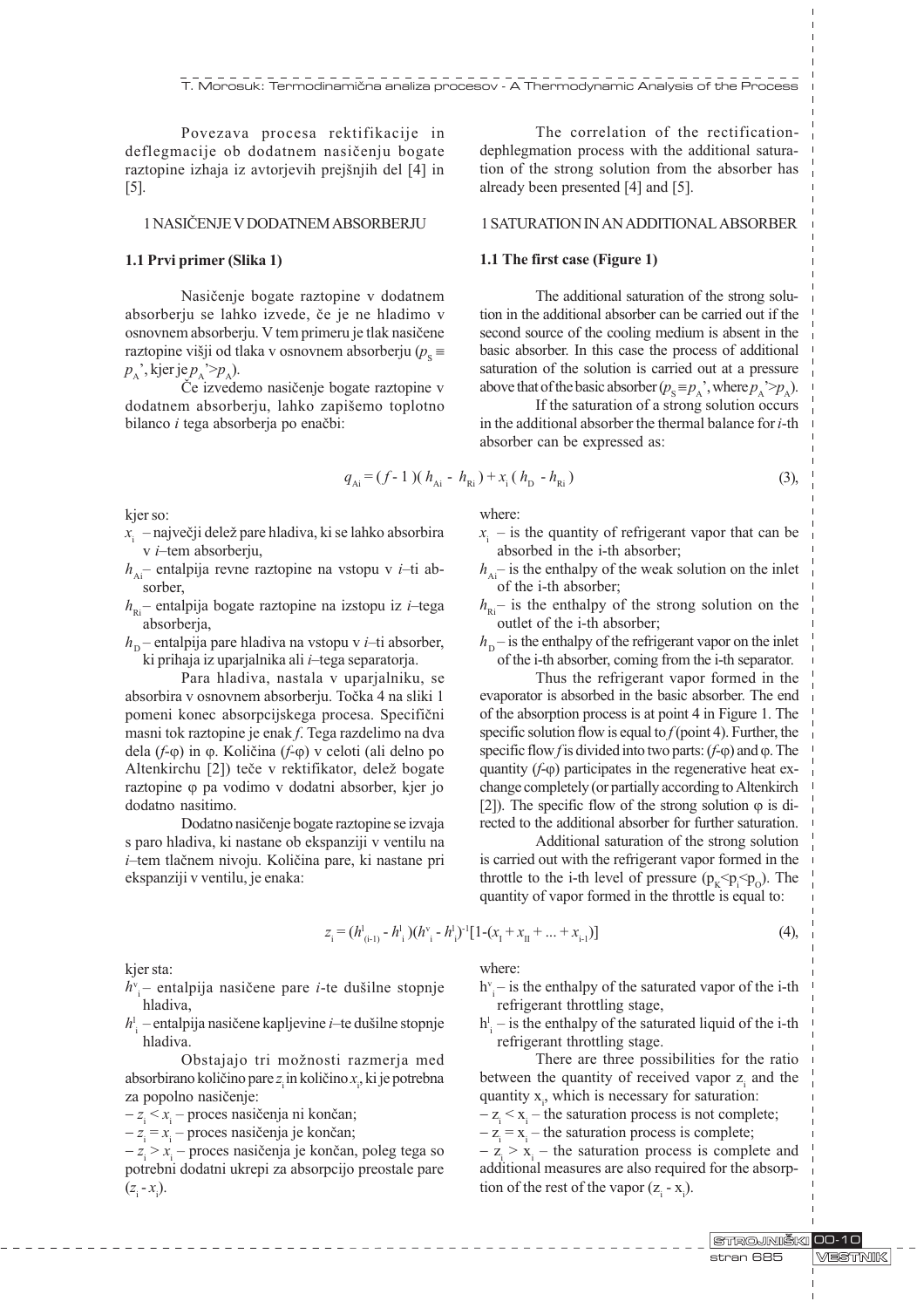Povezava procesa rektifikacije in deflegmacije ob dodatnem nasičenju bogate raztopine izhaja iz avtorjevih prejšnjih del [4] in [5].

## 1 NASIČENJE V DODATNEM ABSORBERJU

### 1.1 Prvi primer (Slika 1)

Nasičenje bogate raztopine v dodatnem absorberju se lahko izvede, če je ne hladimo v osnovnem absorberju. V tem primeru je tlak nasičene raztopine višji od tlaka v osnovnem absorberju ($p_S \equiv p_A$', kjer je $p_A$'$>p_A$).

Če izvedemo nasičenje bogate raztopine v dodatnem absorberju, lahko zapišemo toplotno bilanco *i* tega absorberja po enačbi:

$$q_{Ai} = (f - 1)(h_{Ai} - h_{Ri}) + x_i (h_D - h_{Ri}) \tag{3}$$

kjer so:

- $x_i$ – največji delež pare hladiva, ki se lahko absorbira v *i*–tem absorberju,
- $h_{Ai}$– entalpija revne raztopine na vstopu v *i*–ti absorber,
- $h_{Ri}$– entalpija bogate raztopine na izstopu iz *i*–tega absorberja,
- $h_D$ – entalpija pare hladiva na vstopu v *i*–ti absorber, ki prihaja iz uparjalnika ali *i*–tega separatorja.

Para hladiva, nastala v uparjalniku, se absorbira v osnovnem absorberju. Točka 4 na sliki 1 pomeni konec absorpcijskega procesa. Specifični masni tok raztopine je enak *f*. Tega razdelimo na dva dela (*f*-φ) in φ. Količina (*f*-φ) v celoti (ali delno po Altenkirchu [2]) teče v rektifikator, delež bogate raztopine φ pa vodimo v dodatni absorber, kjer jo dodatno nasitimo.

Dodatno nasičenje bogate raztopine se izvaja s paro hladiva, ki nastane ob ekspanziji v ventilu na *i*–tem tlačnem nivoju. Količina pare, ki nastane pri ekspanziji v ventilu, je enaka:

$$z_i = (h^l_{(i-1)} - h^l_i)(h^v_i - h^l_i)^{-1}[1-(x_I + x_{II} + ... + x_{i-1})] \tag{4}$$

kjer sta:

- $h^v_i$– entalpija nasičene pare *i*-te dušilne stopnje hladiva,
- $h^l_i$ – entalpija nasičene kapljevine *i*–te dušilne stopnje hladiva.

Obstajajo tri možnosti razmerja med absorbirano količino pare $z_i$ in količino $x_i$, ki je potrebna za popolno nasičenje:

- $z_i < x_i$ – proces nasičenja ni končan;
- $z_i = x_i$ – proces nasičenja je končan;
- $z_i > x_i$ – proces nasičenja je končan, poleg tega so potrebni dodatni ukrepi za absorpcijo preostale pare ($z_i$ - $x_i$).

The correlation of the rectification-dephlegmation process with the additional saturation of the strong solution from the absorber has already been presented [4] and [5].

## 1 SATURATION IN AN ADDITIONAL ABSORBER

### 1.1 The first case (Figure 1)

The additional saturation of the strong solution in the additional absorber can be carried out if the second source of the cooling medium is absent in the basic absorber. In this case the process of additional saturation of the solution is carried out at a pressure above that of the basic absorber ($p_S \equiv p_A$', where $p_A$'$>p_A$).

If the saturation of a strong solution occurs in the additional absorber the thermal balance for *i*-th absorber can be expressed as:

where:

- $x_i$ – is the quantity of refrigerant vapor that can be absorbed in the i-th absorber;
- $h_{Ai}$– is the enthalpy of the weak solution on the inlet of the i-th absorber;
- $h_{Ri}$– is the enthalpy of the strong solution on the outlet of the i-th absorber;
- $h_D$ – is the enthalpy of the refrigerant vapor on the inlet of the i-th absorber, coming from the i-th separator.

Thus the refrigerant vapor formed in the evaporator is absorbed in the basic absorber. The end of the absorption process is at point 4 in Figure 1. The specific solution flow is equal to *f* (point 4). Further, the specific flow *f* is divided into two parts: (*f*-φ) and φ. The quantity (*f*-φ) participates in the regenerative heat exchange completely (or partially according to Altenkirch [2]). The specific flow of the strong solution φ is directed to the additional absorber for further saturation.

Additional saturation of the strong solution is carried out with the refrigerant vapor formed in the throttle to the i-th level of pressure ($p_K<p_i<p_O$). The quantity of vapor formed in the throttle is equal to:

where:

- $h^v_i$ – is the enthalpy of the saturated vapor of the i-th refrigerant throttling stage,
- $h^l_i$ – is the enthalpy of the saturated liquid of the i-th refrigerant throttling stage.

There are three possibilities for the ratio between the quantity of received vapor $z_i$ and the quantity $x_i$, which is necessary for saturation:

- $z_i < x_i$ – the saturation process is not complete;
- $z_i = x_i$ – the saturation process is complete;
- $z_i > x_i$ – the saturation process is complete and additional measures are also required for the absorption of the rest of the vapor ($z_i$ - $x_i$).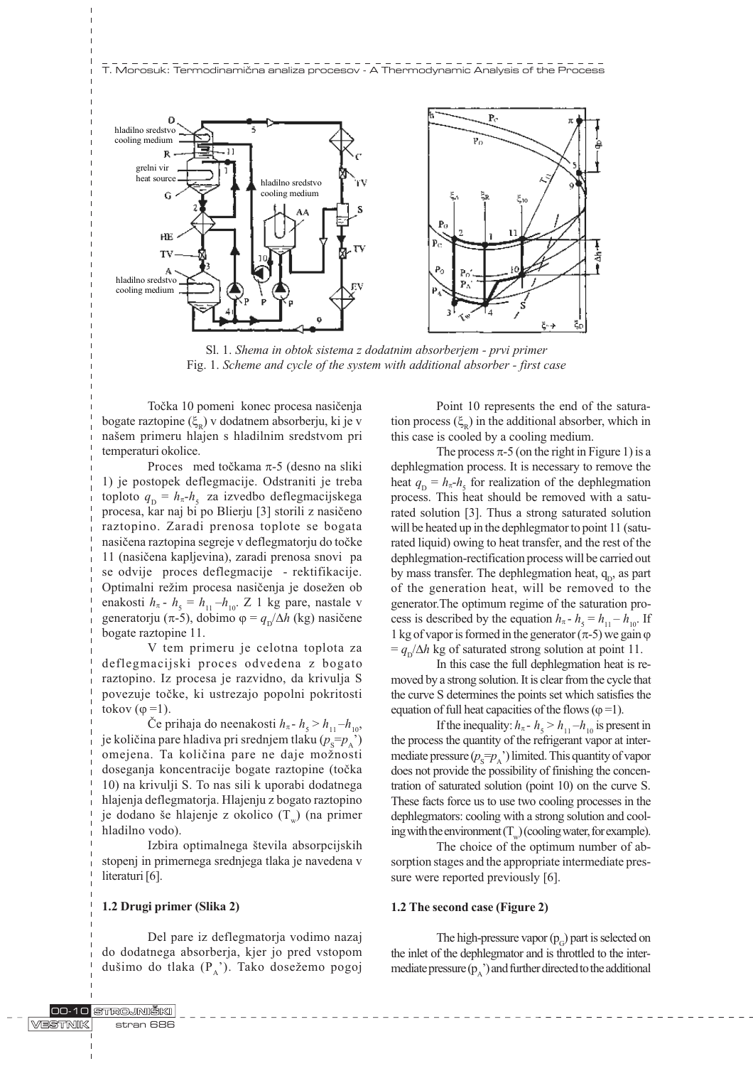Sl. 1. *Shema in obtok sistema z dodatnim absorberjem - prvi primer*
Fig. 1. *Scheme and cycle of the system with additional absorber - first case*

Točka 10 pomeni konec procesa nasičenja bogate raztopine ($\xi_R$) v dodatnem absorberju, ki je v našem primeru hlajen s hladilnim sredstvom pri temperaturi okolice.

Proces med točkama $\pi$-5 (desno na sliki 1) je postopek deflegmacije. Odstraniti je treba toploto $q_D = h_\pi - h_5$ za izvedbo deflegmacijskega procesa, kar naj bi po Blierju [3] storili z nasičeno raztopino. Zaradi prenosa toplote se bogata nasičena raztopina segreje v deflegmatorju do točke 11 (nasičena kapljevina), zaradi prenosa snovi pa se odvije proces deflegmacije - rektifikacije. Optimalni režim procesa nasičenja je dosežen ob enakosti $h_\pi - h_5 = h_{11} - h_{10}$. Z 1 kg pare, nastale v generatorju ($\pi$-5), dobimo $\varphi = q_D/\Delta h$ (kg) nasičene bogate raztopine 11.

V tem primeru je celotna toplota za deflegmacijski proces odvedena z bogato raztopino. Iz procesa je razvidno, da krivulja S povezuje točke, ki ustrezajo popolni pokritosti tokov ($\varphi = 1$).

Če prihaja do neenakosti $h_\pi - h_5 > h_{11} - h_{10}$, je količina pare hladiva pri srednjem tlaku ($p_S = p_A$') omejena. Ta količina pare ne daje možnosti doseganja koncentracije bogate raztopine (točka 10) na krivulji S. To nas sili k uporabi dodatnega hlajenja deflegmatorja. Hlajenju z bogato raztopino je dodano še hlajenje z okolico ($T_w$) (na primer hladilno vodo).

Izbira optimalnega števila absorpcijskih stopenj in primernega srednjega tlaka je navedena v literaturi [6].

Point 10 represents the end of the saturation process ($\xi_R$) in the additional absorber, which in this case is cooled by a cooling medium.

The process $\pi$-5 (on the right in Figure 1) is a dephlegmation process. It is necessary to remove the heat $q_D = h_\pi - h_5$ for realization of the dephlegmation process. This heat should be removed with a saturated solution [3]. Thus a strong saturated solution will be heated up in the dephlegmator to point 11 (saturated liquid) owing to heat transfer, and the rest of the dephlegmation-rectification process will be carried out by mass transfer. The dephlegmation heat, $q_D$, as part of the generation heat, will be removed to the generator. The optimum regime of the saturation process is described by the equation $h_\pi - h_5 = h_{11} - h_{10}$. If 1 kg of vapor is formed in the generator ($\pi$-5) we gain $\varphi = q_D/\Delta h$ kg of saturated strong solution at point 11.

In this case the full dephlegmation heat is removed by a strong solution. It is clear from the cycle that the curve S determines the points set which satisfies the equation of full heat capacities of the flows ($\varphi = 1$).

If the inequality: $h_\pi - h_5 > h_{11} - h_{10}$ is present in the process the quantity of the refrigerant vapor at intermediate pressure ($p_S = p_A$') limited. This quantity of vapor does not provide the possibility of finishing the concentration of saturated solution (point 10) on the curve S. These facts force us to use two cooling processes in the dephlegmators: cooling with a strong solution and cooling with the environment ($T_w$) (cooling water, for example).

The choice of the optimum number of absorption stages and the appropriate intermediate pressure were reported previously [6].

### 1.2 Drugi primer (Slika 2)

Del pare iz deflegmatorja vodimo nazaj do dodatnega absorberja, kjer jo pred vstopom dušimo do tlaka ($P_A$'). Tako dosežemo pogoj

### 1.2 The second case (Figure 2)

The high-pressure vapor ($p_G$) part is selected on the inlet of the dephlegmator and is throttled to the intermediate pressure ($p_A$') and further directed to the additional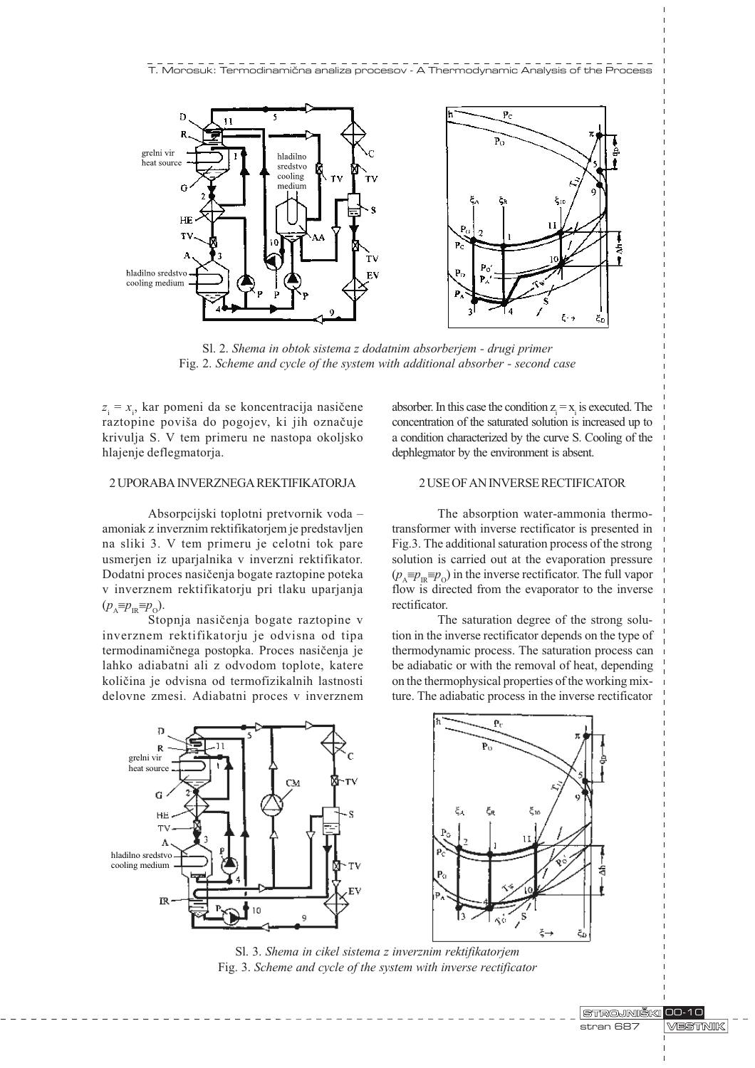Sl. 2. *Shema in obtok sistema z dodatnim absorberjem - drugi primer*
Fig. 2. *Scheme and cycle of the system with additional absorber - second case*

$z_i = x_i$, kar pomeni da se koncentracija nasičene raztopine poviša do pogojev, ki jih označuje krivulja S. V tem primeru ne nastopa okoljsko hlajenje deflegmatorja.

absorber. In this case the condition $z_i = x_i$ is executed. The concentration of the saturated solution is increased up to a condition characterized by the curve S. Cooling of the dephlegmator by the environment is absent.

## 2 UPORABA INVERZNEGA REKTIFIKATORJA

Absorpcijski toplotni pretvornik voda – amoniak z inverznim rektifikatorjem je predstavljen na sliki 3. V tem primeru je celotni tok pare usmerjen iz uparjalnika v inverzni rektifikator. Dodatni proces nasičenja bogate raztopine poteka v inverznem rektifikatorju pri tlaku uparjanja ($p_A \equiv p_{IR} \equiv p_O$).

Stopnja nasičenja bogate raztopine v inverznem rektifikatorju je odvisna od tipa termodinamičnega postopka. Proces nasičenja je lahko adiabatni ali z odvodom toplote, katere količina je odvisna od termofizikalnih lastnosti delovne zmesi. Adiabatni proces v inverznem

## 2 USE OF AN INVERSE RECTIFICATOR

The absorption water-ammonia thermotransformer with inverse rectificator is presented in Fig.3. The additional saturation process of the strong solution is carried out at the evaporation pressure ($p_A \equiv p_{IR} \equiv p_O$) in the inverse rectificator. The full vapor flow is directed from the evaporator to the inverse rectificator.

The saturation degree of the strong solution in the inverse rectificator depends on the type of thermodynamic process. The saturation process can be adiabatic or with the removal of heat, depending on the thermophysical properties of the working mixture. The adiabatic process in the inverse rectificator

Sl. 3. *Shema in cikel sistema z inverznim rektifikatorjem*
Fig. 3. *Scheme and cycle of the system with inverse rectificator*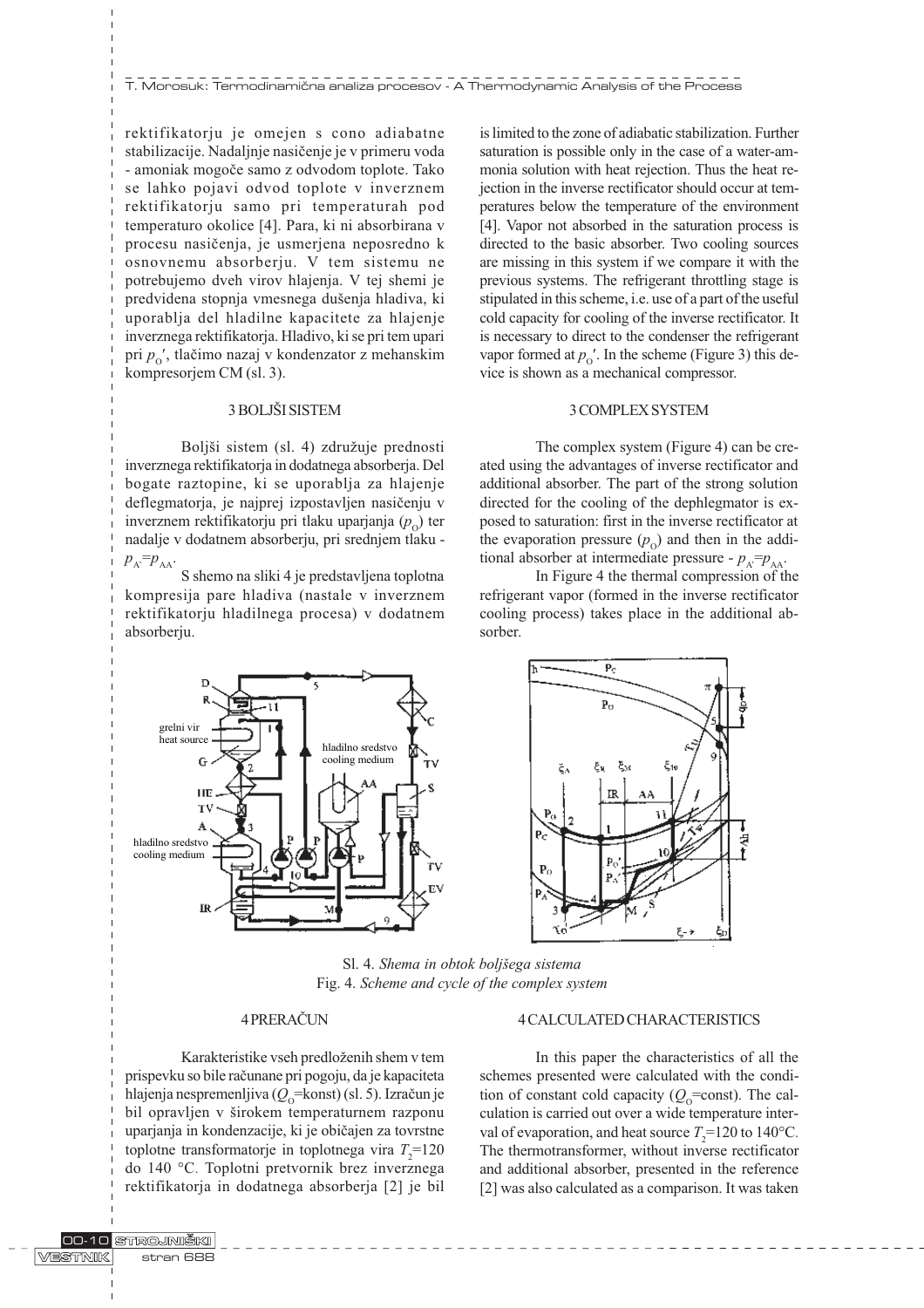rektifikatorju je omejen s cono adiabatne stabilizacije. Nadaljnje nasičenje je v primeru voda - amoniak mogoče samo z odvodom toplote. Tako se lahko pojavi odvod toplote v inverznem rektifikatorju samo pri temperaturah pod temperaturo okolice [4]. Para, ki ni absorbirana v procesu nasičenja, je usmerjena neposredno k osnovnemu absorberju. V tem sistemu ne potrebujemo dveh virov hlajenja. V tej shemi je predvidena stopnja vmesnega dušenja hladiva, ki uporablja del hladilne kapacitete za hlajenje inverznega rektifikatorja. Hladivo, ki se pri tem upari pri $p_O'$, tlačimo nazaj v kondenzator z mehanskim kompresorjem CM (sl. 3).

is limited to the zone of adiabatic stabilization. Further saturation is possible only in the case of a water-ammonia solution with heat rejection. Thus the heat rejection in the inverse rectificator should occur at temperatures below the temperature of the environment [4]. Vapor not absorbed in the saturation process is directed to the basic absorber. Two cooling sources are missing in this system if we compare it with the previous systems. The refrigerant throttling stage is stipulated in this scheme, i.e. use of a part of the useful cold capacity for cooling of the inverse rectificator. It is necessary to direct to the condenser the refrigerant vapor formed at $p_O'$. In the scheme (Figure 3) this device is shown as a mechanical compressor.

## 3 BOLJŠI SISTEM

Boljši sistem (sl. 4) združuje prednosti inverznega rektifikatorja in dodatnega absorberja. Del bogate raztopine, ki se uporablja za hlajenje deflegmatorja, je najprej izpostavljen nasičenju v inverznem rektifikatorju pri tlaku uparjanja ($p_O$) ter nadalje v dodatnem absorberju, pri srednjem tlaku - $p_{A'}=p_{AA}$.

S shemo na sliki 4 je predstavljena toplotna kompresija pare hladiva (nastale v inverznem rektifikatorju hladilnega procesa) v dodatnem absorberju.

## 3 COMPLEX SYSTEM

The complex system (Figure 4) can be created using the advantages of inverse rectificator and additional absorber. The part of the strong solution directed for the cooling of the dephlegmator is exposed to saturation: first in the inverse rectificator at the evaporation pressure ($p_O$) and then in the additional absorber at intermediate pressure - $p_{A'}=p_{AA}$.

In Figure 4 the thermal compression of the refrigerant vapor (formed in the inverse rectificator cooling process) takes place in the additional absorber.

Sl. 4. *Shema in obtok boljšega sistema*
Fig. 4. *Scheme and cycle of the complex system*

## 4 PRERAČUN

Karakteristike vseh predloženih shem v tem prispevku so bile računane pri pogoju, da je kapaciteta hlajenja nespremenljiva ($Q_O$=konst) (sl. 5). Izračun je bil opravljen v širokem temperaturnem razponu uparjanja in kondenzacije, ki je običajen za tovrstne toplotne transformatorje in toplotnega vira $T_2$=120 do 140 °C. Toplotni pretvornik brez inverznega rektifikatorja in dodatnega absorberja [2] je bil

## 4 CALCULATED CHARACTERISTICS

In this paper the characteristics of all the schemes presented were calculated with the condition of constant cold capacity ($Q_O$=const). The calculation is carried out over a wide temperature interval of evaporation, and heat source $T_2$=120 to 140°C. The thermotransformer, without inverse rectificator and additional absorber, presented in the reference [2] was also calculated as a comparison. It was taken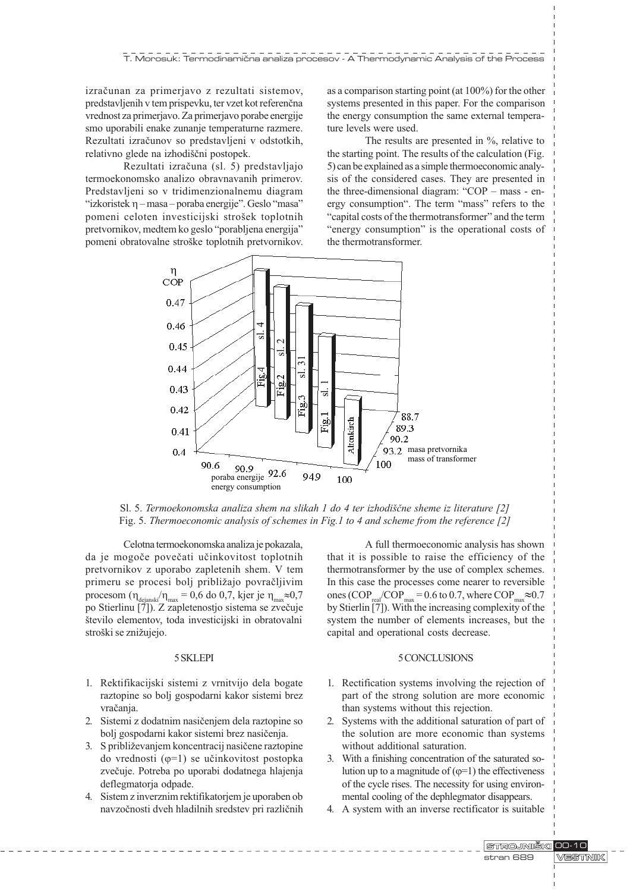izračunan za primerjavo z rezultati sistemov, predstavljenih v tem prispevku, ter vzet kot referenčna vrednost za primerjavo. Za primerjavo porabe energije smo uporabili enake zunanje temperaturne razmere. Rezultati izračunov so predstavljeni v odstotkih, relativno glede na izhodiščni postopek.

Rezultati izračuna (sl. 5) predstavljajo termoekonomsko analizo obravnavanih primerov. Predstavljeni so v tridimenzionalnemu diagram "izkoristek $\eta$ – masa – poraba energije". Geslo "masa" pomeni celoten investicijski strošek toplotnih pretvornikov, medtem ko geslo "porabljena energija" pomeni obratovalne stroške toplotnih pretvornikov.

as a comparison starting point (at 100%) for the other systems presented in this paper. For the comparison the energy consumption the same external temperature levels were used.

The results are presented in %, relative to the starting point. The results of the calculation (Fig. 5) can be explained as a simple thermoeconomic analysis of the considered cases. They are presented in the three-dimensional diagram: "COP – mass - energy consumption". The term "mass" refers to the "capital costs of the thermotransformer" and the term "energy consumption" is the operational costs of the thermotransformer.

Sl. 5. *Termoekonomska analiza shem na slikah 1 do 4 ter izhodiščne sheme iz literature [2]*
Fig. 5. *Thermoeconomic analysis of schemes in Fig.1 to 4 and scheme from the reference [2]*

Celotna termoekonomska analiza je pokazala, da je mogoče povečati učinkovitost toplotnih pretvornikov z uporabo zapletenih shem. V tem primeru se procesi bolj približajo povračljivim procesom ($\eta_{dejanski}/\eta_{max}$ = 0,6 do 0,7, kjer je $\eta_{max}\approx$0,7 po Stierlinu [7]). Z zapletenostjo sistema se zvečuje število elementov, toda investicijski in obratovalni stroški se znižujejo.

A full thermoeconomic analysis has shown that it is possible to raise the efficiency of the thermotransformer by the use of complex schemes. In this case the processes come nearer to reversible ones ($COP_{real}/COP_{max}$ = 0.6 to 0.7, where $COP_{max}\approx$0.7 by Stierlin [7]). With the increasing complexity of the system the number of elements increases, but the capital and operational costs decrease.

## 5 SKLEPI

1. Rektifikacijski sistemi z vrnitvijo dela bogate raztopine so bolj gospodarni kakor sistemi brez vračanja.
2. Sistemi z dodatnim nasičenjem dela raztopine so bolj gospodarni kakor sistemi brez nasičenja.
3. S približevanjem koncentracij nasičene raztopine do vrednosti ($\varphi$=1) se učinkovitost postopka zvečuje. Potreba po uporabi dodatnega hlajenja deflegmatorja odpade.
4. Sistem z inverznim rektifikatorjem je uporaben ob navzočnosti dveh hladilnih sredstev pri različnih

## 5 CONCLUSIONS

1. Rectification systems involving the rejection of part of the strong solution are more economic than systems without this rejection.
2. Systems with the additional saturation of part of the solution are more economic than systems without additional saturation.
3. With a finishing concentration of the saturated solution up to a magnitude of ($\varphi$=1) the effectiveness of the cycle rises. The necessity for using environmental cooling of the dephlegmator disappears.
4. A system with an inverse rectificator is suitable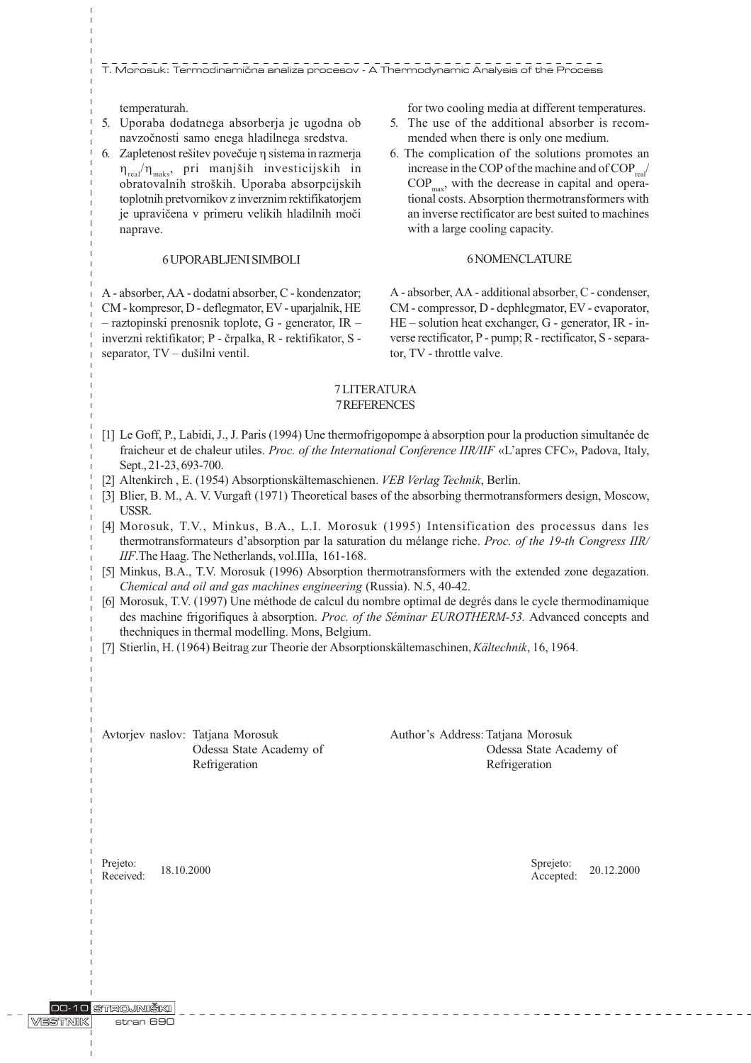temperaturah.

5. Uporaba dodatnega absorberja je ugodna ob navzočnosti samo enega hladilnega sredstva.
6. Zapletenost rešitev povečuje η sistema in razmerja $\eta_{real}/\eta_{maks}$, pri manjših investicijskih in obratovalnih stroških. Uporaba absorpcijskih toplotnih pretvornikov z inverznim rektifikatorjem je upravičena v primeru velikih hladilnih moči naprave.

for two cooling media at different temperatures.

5. The use of the additional absorber is recommended when there is only one medium.
6. The complication of the solutions promotes an increase in the COP of the machine and of $COP_{real}/COP_{max}$, with the decrease in capital and operational costs. Absorption thermotransformers with an inverse rectificator are best suited to machines with a large cooling capacity.

## 6 UPORABLJENI SIMBOLI

A - absorber, AA - dodatni absorber, C - kondenzator; CM - kompresor, D - deflegmator, EV - uparjalnik, HE – raztopinski prenosnik toplote, G - generator, IR – inverzni rektifikator; P - črpalka, R - rektifikator, S - separator, TV – dušilni ventil.

## 6 NOMENCLATURE

A - absorber, AA - additional absorber, C - condenser, CM - compressor, D - dephlegmator, EV - evaporator, HE – solution heat exchanger, G - generator, IR - inverse rectificator, P - pump; R - rectificator, S - separator, TV - throttle valve.

## 7 LITERATURA
## 7 REFERENCES

[1] Le Goff, P., Labidi, J., J. Paris (1994) Une thermofrigopompe à absorption pour la production simultanée de fraicheur et de chaleur utiles. *Proc. of the International Conference IIR/IIF* «L'apres CFC», Padova, Italy, Sept., 21-23, 693-700.

[2] Altenkirch , E. (1954) Absorptionskältemaschienen. *VEB Verlag Technik*, Berlin.

[3] Blier, B. M., A. V. Vurgaft (1971) Theoretical bases of the absorbing thermotransformers design, Moscow, USSR.

[4] Morosuk, T.V., Minkus, B.A., L.I. Morosuk (1995) Intensification des processus dans les thermotransformateurs d'absorption par la saturation du mélange riche. *Proc. of the 19-th Congress IIR/IIF*.The Haag. The Netherlands, vol.IIIa, 161-168.

[5] Minkus, B.A., T.V. Morosuk (1996) Absorption thermotransformers with the extended zone degazation. *Chemical and oil and gas machines engineering* (Russia). N.5, 40-42.

[6] Morosuk, T.V. (1997) Une méthode de calcul du nombre optimal de degrés dans le cycle thermodinamique des machine frigorifiques à absorption. *Proc. of the Séminar EUROTHERM-53.* Advanced concepts and thechniques in thermal modelling. Mons, Belgium.

[7] Stierlin, H. (1964) Beitrag zur Theorie der Absorptionskältemaschinen, *Kältechnik*, 16, 1964.

Avtorjev naslov: Tatjana Morosuk
Odessa State Academy of
Refrigeration

Author's Address: Tatjana Morosuk
Odessa State Academy of
Refrigeration

Prejeto:
Received: 18.10.2000

Sprejeto:
Accepted: 20.12.2000